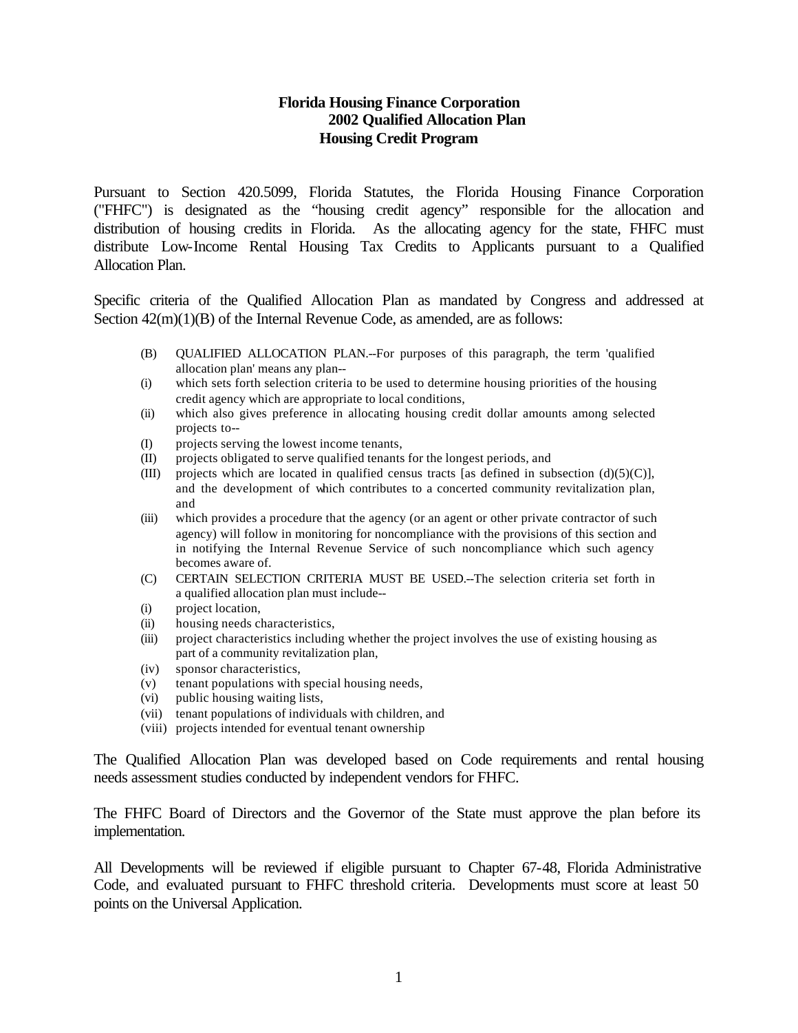# Florida Housing Finance Corporation
## 2002 Qualified Allocation Plan
## Housing Credit Program

Pursuant to Section 420.5099, Florida Statutes, the Florida Housing Finance Corporation ("FHFC") is designated as the "housing credit agency" responsible for the allocation and distribution of housing credits in Florida. As the allocating agency for the state, FHFC must distribute Low-Income Rental Housing Tax Credits to Applicants pursuant to a Qualified Allocation Plan.

Specific criteria of the Qualified Allocation Plan as mandated by Congress and addressed at Section 42(m)(1)(B) of the Internal Revenue Code, as amended, are as follows:

> (B) QUALIFIED ALLOCATION PLAN.--For purposes of this paragraph, the term 'qualified allocation plan' means any plan--
>
> (i) which sets forth selection criteria to be used to determine housing priorities of the housing credit agency which are appropriate to local conditions,
>
> (ii) which also gives preference in allocating housing credit dollar amounts among selected projects to--
>
> (I) projects serving the lowest income tenants,
>
> (II) projects obligated to serve qualified tenants for the longest periods, and
>
> (III) projects which are located in qualified census tracts [as defined in subsection (d)(5)(C)], and the development of which contributes to a concerted community revitalization plan, and
>
> (iii) which provides a procedure that the agency (or an agent or other private contractor of such agency) will follow in monitoring for noncompliance with the provisions of this section and in notifying the Internal Revenue Service of such noncompliance which such agency becomes aware of.
>
> (C) CERTAIN SELECTION CRITERIA MUST BE USED.--The selection criteria set forth in a qualified allocation plan must include--
>
> (i) project location,
>
> (ii) housing needs characteristics,
>
> (iii) project characteristics including whether the project involves the use of existing housing as part of a community revitalization plan,
>
> (iv) sponsor characteristics,
>
> (v) tenant populations with special housing needs,
>
> (vi) public housing waiting lists,
>
> (vii) tenant populations of individuals with children, and
>
> (viii) projects intended for eventual tenant ownership

The Qualified Allocation Plan was developed based on Code requirements and rental housing needs assessment studies conducted by independent vendors for FHFC.

The FHFC Board of Directors and the Governor of the State must approve the plan before its implementation.

All Developments will be reviewed if eligible pursuant to Chapter 67-48, Florida Administrative Code, and evaluated pursuant to FHFC threshold criteria. Developments must score at least 50 points on the Universal Application.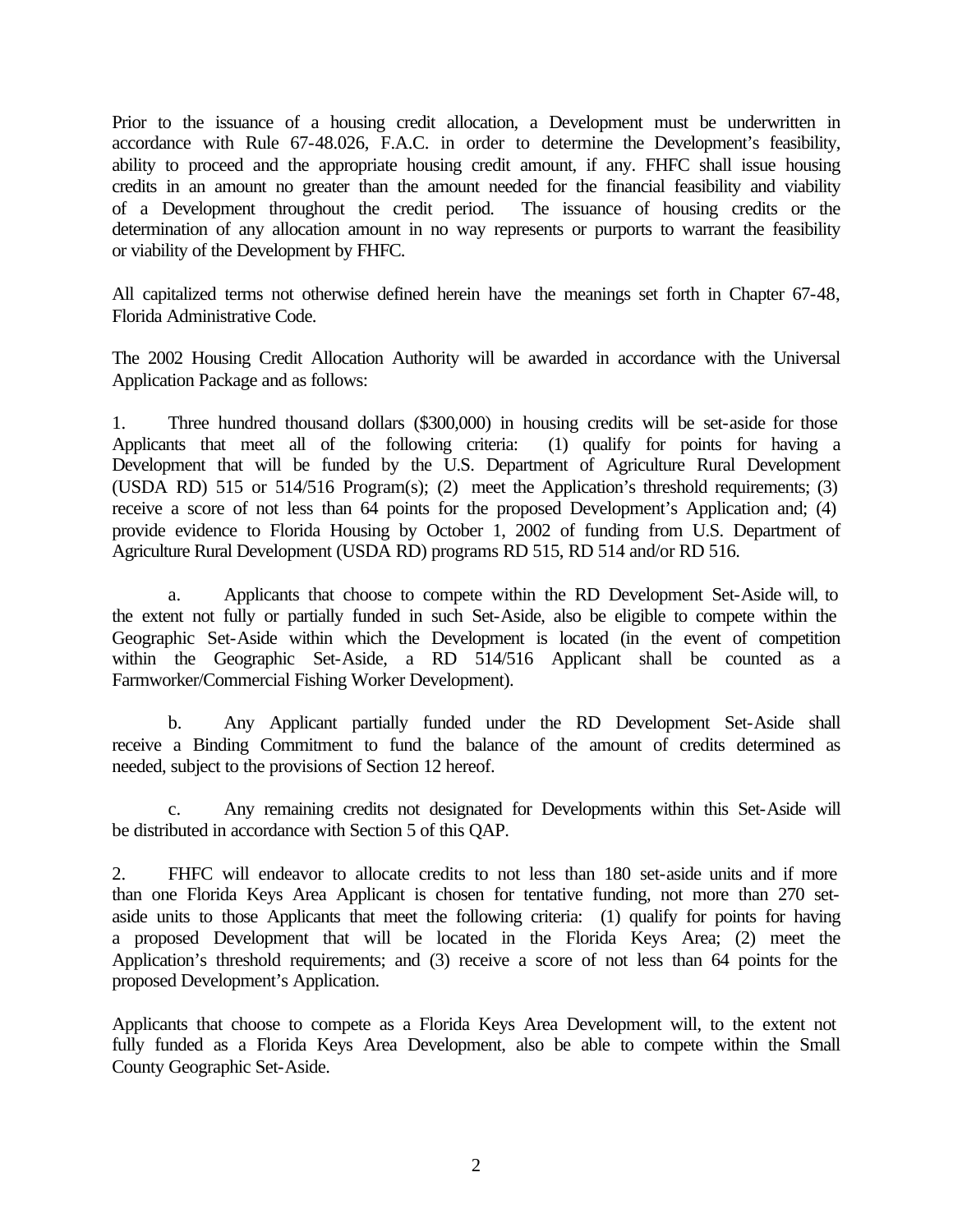Prior to the issuance of a housing credit allocation, a Development must be underwritten in accordance with Rule 67-48.026, F.A.C. in order to determine the Development's feasibility, ability to proceed and the appropriate housing credit amount, if any. FHFC shall issue housing credits in an amount no greater than the amount needed for the financial feasibility and viability of a Development throughout the credit period. The issuance of housing credits or the determination of any allocation amount in no way represents or purports to warrant the feasibility or viability of the Development by FHFC.

All capitalized terms not otherwise defined herein have the meanings set forth in Chapter 67-48, Florida Administrative Code.

The 2002 Housing Credit Allocation Authority will be awarded in accordance with the Universal Application Package and as follows:

1. Three hundred thousand dollars ($300,000) in housing credits will be set-aside for those Applicants that meet all of the following criteria: (1) qualify for points for having a Development that will be funded by the U.S. Department of Agriculture Rural Development (USDA RD) 515 or 514/516 Program(s); (2) meet the Application's threshold requirements; (3) receive a score of not less than 64 points for the proposed Development's Application and; (4) provide evidence to Florida Housing by October 1, 2002 of funding from U.S. Department of Agriculture Rural Development (USDA RD) programs RD 515, RD 514 and/or RD 516.

   a. Applicants that choose to compete within the RD Development Set-Aside will, to the extent not fully or partially funded in such Set-Aside, also be eligible to compete within the Geographic Set-Aside within which the Development is located (in the event of competition within the Geographic Set-Aside, a RD 514/516 Applicant shall be counted as a Farmworker/Commercial Fishing Worker Development).

   b. Any Applicant partially funded under the RD Development Set-Aside shall receive a Binding Commitment to fund the balance of the amount of credits determined as needed, subject to the provisions of Section 12 hereof.

   c. Any remaining credits not designated for Developments within this Set-Aside will be distributed in accordance with Section 5 of this QAP.

2. FHFC will endeavor to allocate credits to not less than 180 set-aside units and if more than one Florida Keys Area Applicant is chosen for tentative funding, not more than 270 set-aside units to those Applicants that meet the following criteria: (1) qualify for points for having a proposed Development that will be located in the Florida Keys Area; (2) meet the Application's threshold requirements; and (3) receive a score of not less than 64 points for the proposed Development's Application.

Applicants that choose to compete as a Florida Keys Area Development will, to the extent not fully funded as a Florida Keys Area Development, also be able to compete within the Small County Geographic Set-Aside.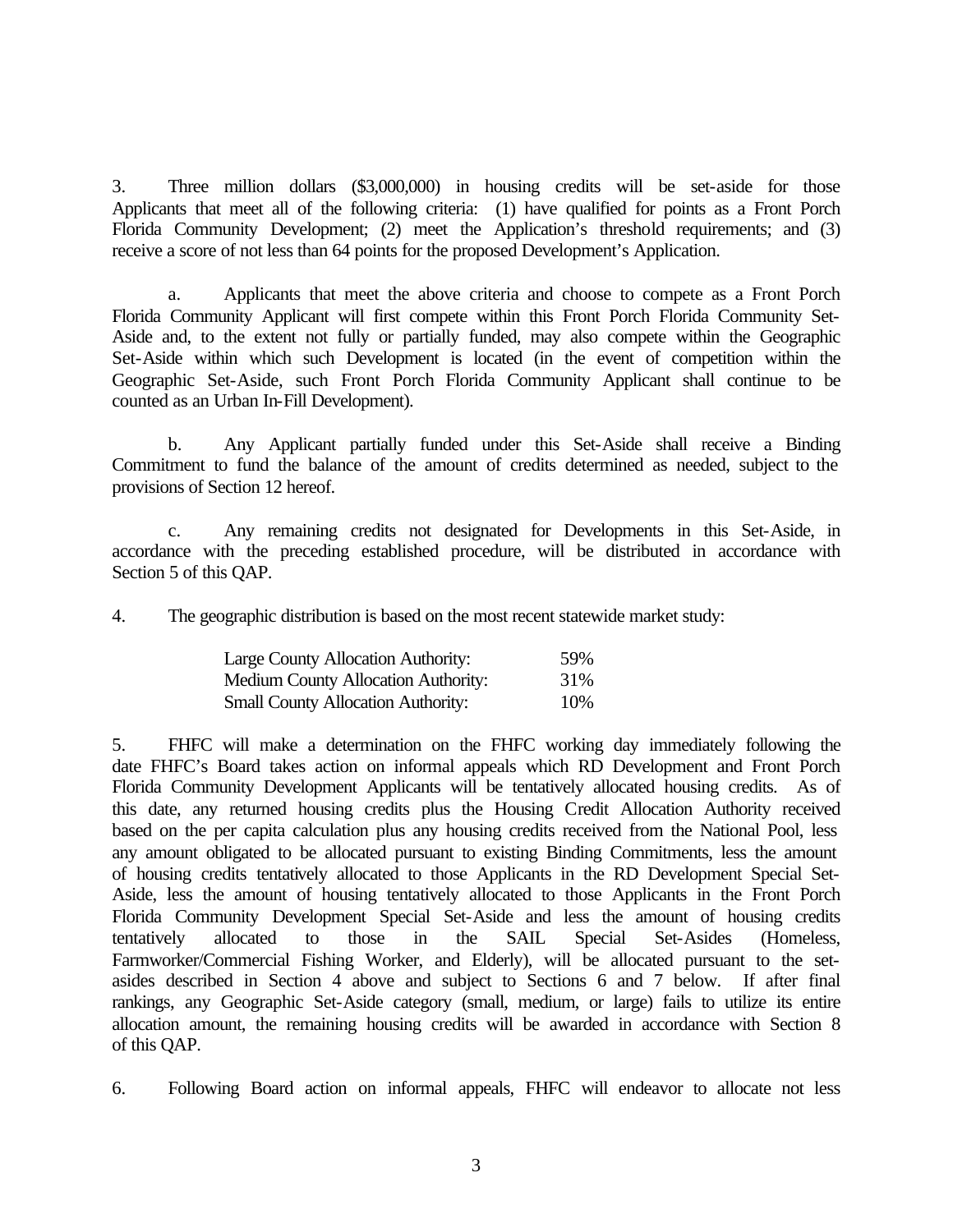3. Three million dollars ($3,000,000) in housing credits will be set-aside for those Applicants that meet all of the following criteria: (1) have qualified for points as a Front Porch Florida Community Development; (2) meet the Application's threshold requirements; and (3) receive a score of not less than 64 points for the proposed Development's Application.

a. Applicants that meet the above criteria and choose to compete as a Front Porch Florida Community Applicant will first compete within this Front Porch Florida Community Set-Aside and, to the extent not fully or partially funded, may also compete within the Geographic Set-Aside within which such Development is located (in the event of competition within the Geographic Set-Aside, such Front Porch Florida Community Applicant shall continue to be counted as an Urban In-Fill Development).

b. Any Applicant partially funded under this Set-Aside shall receive a Binding Commitment to fund the balance of the amount of credits determined as needed, subject to the provisions of Section 12 hereof.

c. Any remaining credits not designated for Developments in this Set-Aside, in accordance with the preceding established procedure, will be distributed in accordance with Section 5 of this QAP.

4. The geographic distribution is based on the most recent statewide market study:

| | |
|---|---|
| Large County Allocation Authority: | 59% |
| Medium County Allocation Authority: | 31% |
| Small County Allocation Authority: | 10% |

5. FHFC will make a determination on the FHFC working day immediately following the date FHFC's Board takes action on informal appeals which RD Development and Front Porch Florida Community Development Applicants will be tentatively allocated housing credits. As of this date, any returned housing credits plus the Housing Credit Allocation Authority received based on the per capita calculation plus any housing credits received from the National Pool, less any amount obligated to be allocated pursuant to existing Binding Commitments, less the amount of housing credits tentatively allocated to those Applicants in the RD Development Special Set-Aside, less the amount of housing tentatively allocated to those Applicants in the Front Porch Florida Community Development Special Set-Aside and less the amount of housing credits tentatively allocated to those in the SAIL Special Set-Asides (Homeless, Farmworker/Commercial Fishing Worker, and Elderly), will be allocated pursuant to the set-asides described in Section 4 above and subject to Sections 6 and 7 below. If after final rankings, any Geographic Set-Aside category (small, medium, or large) fails to utilize its entire allocation amount, the remaining housing credits will be awarded in accordance with Section 8 of this QAP.

6. Following Board action on informal appeals, FHFC will endeavor to allocate not less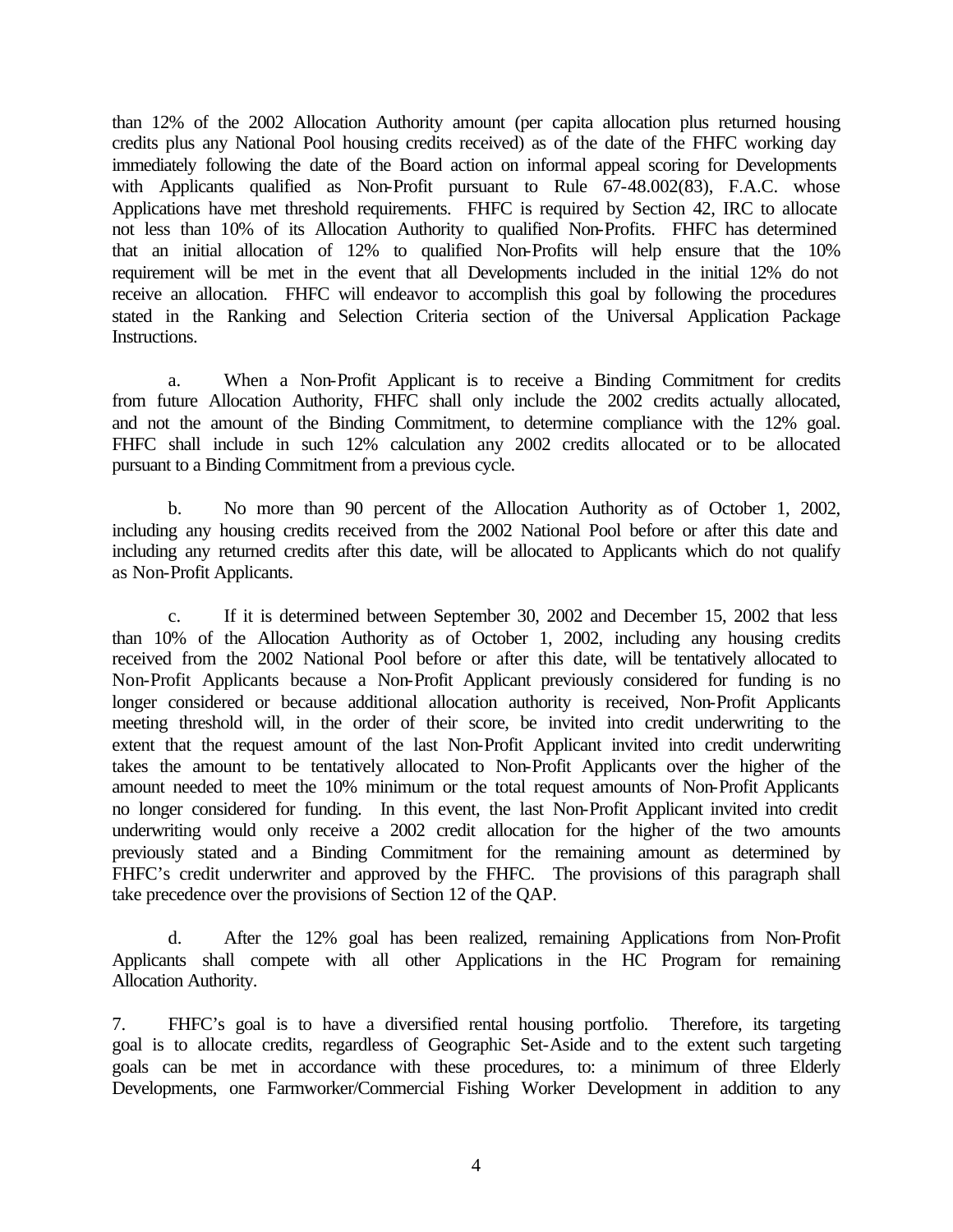than 12% of the 2002 Allocation Authority amount (per capita allocation plus returned housing credits plus any National Pool housing credits received) as of the date of the FHFC working day immediately following the date of the Board action on informal appeal scoring for Developments with Applicants qualified as Non-Profit pursuant to Rule 67-48.002(83), F.A.C. whose Applications have met threshold requirements. FHFC is required by Section 42, IRC to allocate not less than 10% of its Allocation Authority to qualified Non-Profits. FHFC has determined that an initial allocation of 12% to qualified Non-Profits will help ensure that the 10% requirement will be met in the event that all Developments included in the initial 12% do not receive an allocation. FHFC will endeavor to accomplish this goal by following the procedures stated in the Ranking and Selection Criteria section of the Universal Application Package Instructions.

a. When a Non-Profit Applicant is to receive a Binding Commitment for credits from future Allocation Authority, FHFC shall only include the 2002 credits actually allocated, and not the amount of the Binding Commitment, to determine compliance with the 12% goal. FHFC shall include in such 12% calculation any 2002 credits allocated or to be allocated pursuant to a Binding Commitment from a previous cycle.

b. No more than 90 percent of the Allocation Authority as of October 1, 2002, including any housing credits received from the 2002 National Pool before or after this date and including any returned credits after this date, will be allocated to Applicants which do not qualify as Non-Profit Applicants.

c. If it is determined between September 30, 2002 and December 15, 2002 that less than 10% of the Allocation Authority as of October 1, 2002, including any housing credits received from the 2002 National Pool before or after this date, will be tentatively allocated to Non-Profit Applicants because a Non-Profit Applicant previously considered for funding is no longer considered or because additional allocation authority is received, Non-Profit Applicants meeting threshold will, in the order of their score, be invited into credit underwriting to the extent that the request amount of the last Non-Profit Applicant invited into credit underwriting takes the amount to be tentatively allocated to Non-Profit Applicants over the higher of the amount needed to meet the 10% minimum or the total request amounts of Non-Profit Applicants no longer considered for funding. In this event, the last Non-Profit Applicant invited into credit underwriting would only receive a 2002 credit allocation for the higher of the two amounts previously stated and a Binding Commitment for the remaining amount as determined by FHFC's credit underwriter and approved by the FHFC. The provisions of this paragraph shall take precedence over the provisions of Section 12 of the QAP.

d. After the 12% goal has been realized, remaining Applications from Non-Profit Applicants shall compete with all other Applications in the HC Program for remaining Allocation Authority.

7. FHFC's goal is to have a diversified rental housing portfolio. Therefore, its targeting goal is to allocate credits, regardless of Geographic Set-Aside and to the extent such targeting goals can be met in accordance with these procedures, to: a minimum of three Elderly Developments, one Farmworker/Commercial Fishing Worker Development in addition to any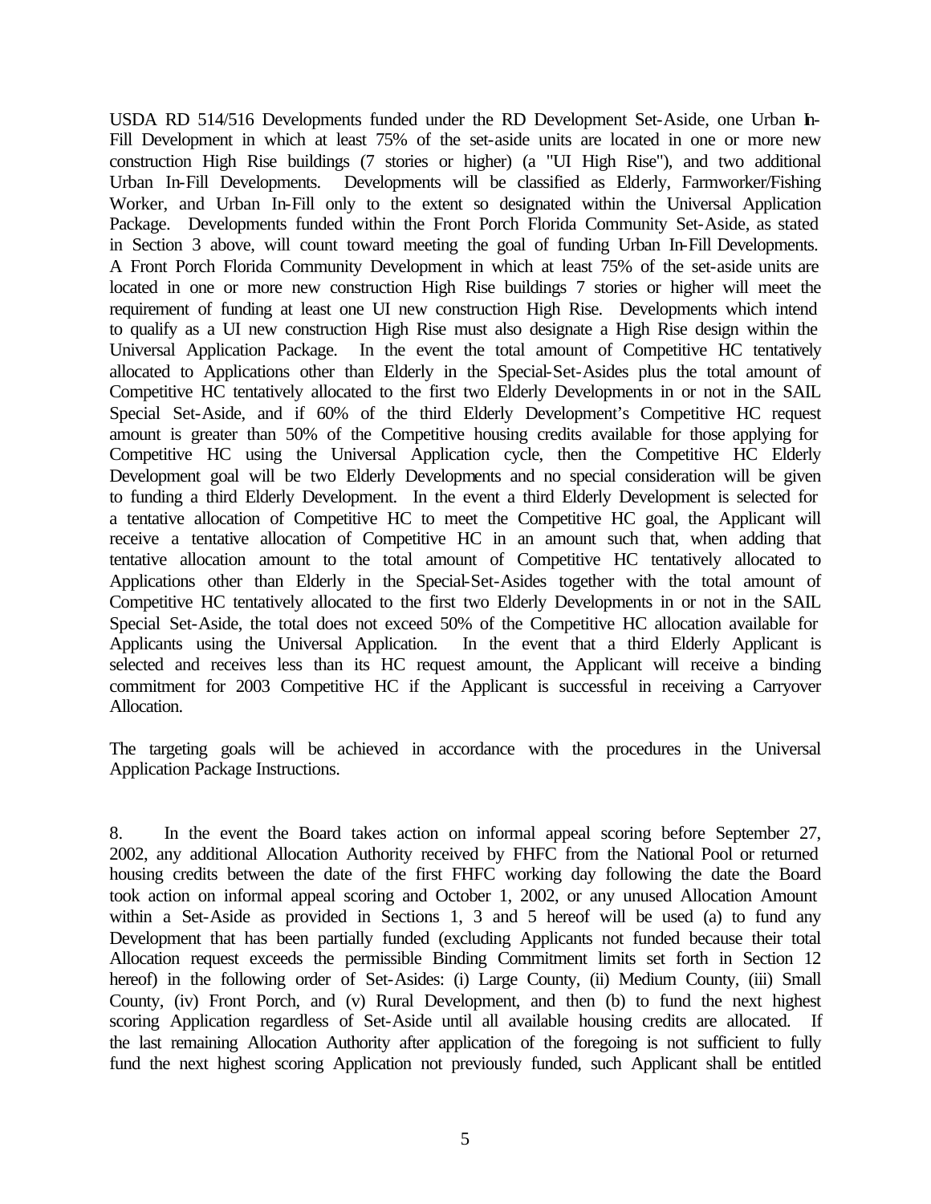USDA RD 514/516 Developments funded under the RD Development Set-Aside, one Urban In-Fill Development in which at least 75% of the set-aside units are located in one or more new construction High Rise buildings (7 stories or higher) (a "UI High Rise"), and two additional Urban In-Fill Developments. Developments will be classified as Elderly, Farmworker/Fishing Worker, and Urban In-Fill only to the extent so designated within the Universal Application Package. Developments funded within the Front Porch Florida Community Set-Aside, as stated in Section 3 above, will count toward meeting the goal of funding Urban In-Fill Developments. A Front Porch Florida Community Development in which at least 75% of the set-aside units are located in one or more new construction High Rise buildings 7 stories or higher will meet the requirement of funding at least one UI new construction High Rise. Developments which intend to qualify as a UI new construction High Rise must also designate a High Rise design within the Universal Application Package. In the event the total amount of Competitive HC tentatively allocated to Applications other than Elderly in the Special-Set-Asides plus the total amount of Competitive HC tentatively allocated to the first two Elderly Developments in or not in the SAIL Special Set-Aside, and if 60% of the third Elderly Development's Competitive HC request amount is greater than 50% of the Competitive housing credits available for those applying for Competitive HC using the Universal Application cycle, then the Competitive HC Elderly Development goal will be two Elderly Developments and no special consideration will be given to funding a third Elderly Development. In the event a third Elderly Development is selected for a tentative allocation of Competitive HC to meet the Competitive HC goal, the Applicant will receive a tentative allocation of Competitive HC in an amount such that, when adding that tentative allocation amount to the total amount of Competitive HC tentatively allocated to Applications other than Elderly in the Special-Set-Asides together with the total amount of Competitive HC tentatively allocated to the first two Elderly Developments in or not in the SAIL Special Set-Aside, the total does not exceed 50% of the Competitive HC allocation available for Applicants using the Universal Application. In the event that a third Elderly Applicant is selected and receives less than its HC request amount, the Applicant will receive a binding commitment for 2003 Competitive HC if the Applicant is successful in receiving a Carryover Allocation.

The targeting goals will be achieved in accordance with the procedures in the Universal Application Package Instructions.

8. In the event the Board takes action on informal appeal scoring before September 27, 2002, any additional Allocation Authority received by FHFC from the National Pool or returned housing credits between the date of the first FHFC working day following the date the Board took action on informal appeal scoring and October 1, 2002, or any unused Allocation Amount within a Set-Aside as provided in Sections 1, 3 and 5 hereof will be used (a) to fund any Development that has been partially funded (excluding Applicants not funded because their total Allocation request exceeds the permissible Binding Commitment limits set forth in Section 12 hereof) in the following order of Set-Asides: (i) Large County, (ii) Medium County, (iii) Small County, (iv) Front Porch, and (v) Rural Development, and then (b) to fund the next highest scoring Application regardless of Set-Aside until all available housing credits are allocated. If the last remaining Allocation Authority after application of the foregoing is not sufficient to fully fund the next highest scoring Application not previously funded, such Applicant shall be entitled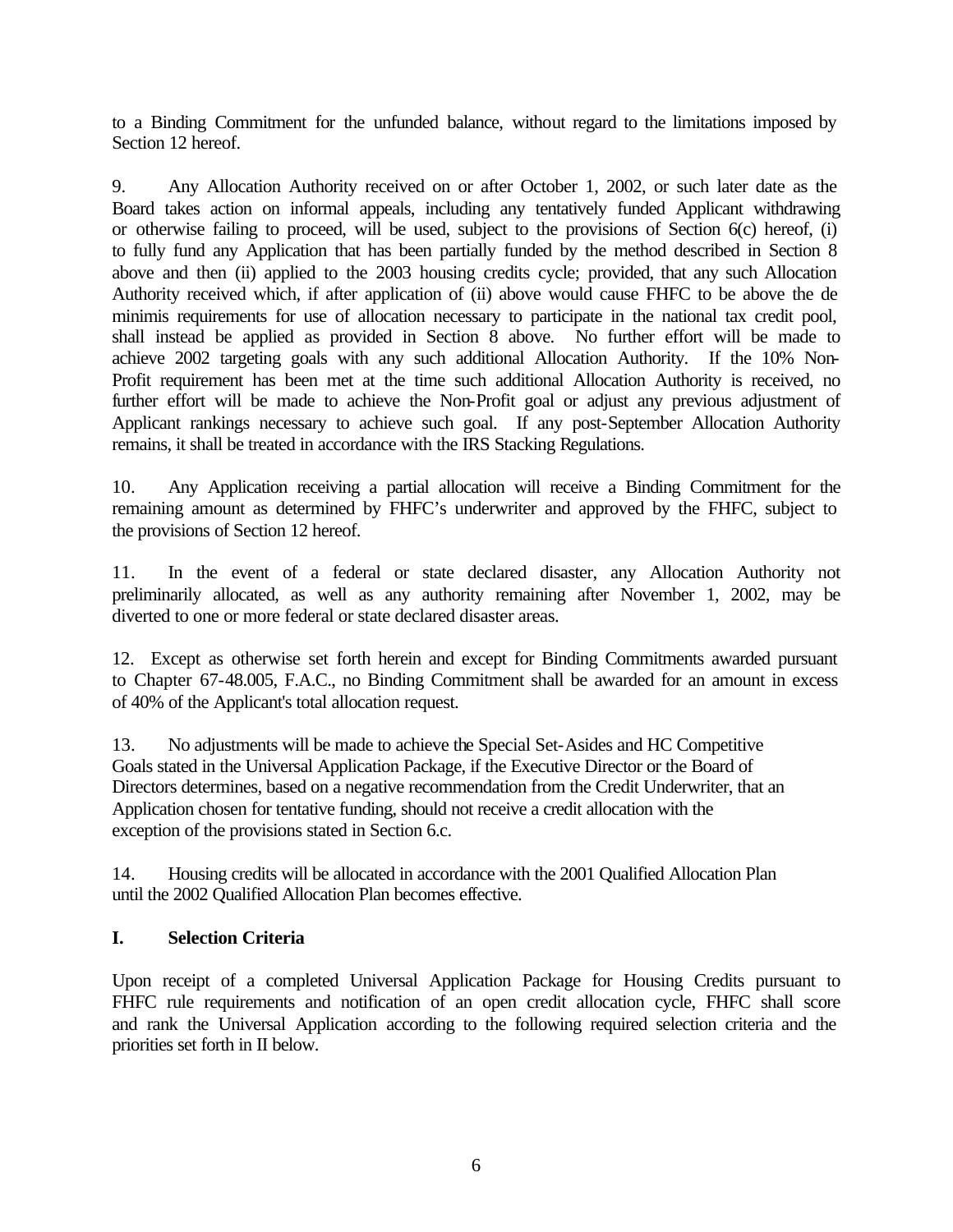to a Binding Commitment for the unfunded balance, without regard to the limitations imposed by Section 12 hereof.

9. Any Allocation Authority received on or after October 1, 2002, or such later date as the Board takes action on informal appeals, including any tentatively funded Applicant withdrawing or otherwise failing to proceed, will be used, subject to the provisions of Section 6(c) hereof, (i) to fully fund any Application that has been partially funded by the method described in Section 8 above and then (ii) applied to the 2003 housing credits cycle; provided, that any such Allocation Authority received which, if after application of (ii) above would cause FHFC to be above the de minimis requirements for use of allocation necessary to participate in the national tax credit pool, shall instead be applied as provided in Section 8 above. No further effort will be made to achieve 2002 targeting goals with any such additional Allocation Authority. If the 10% Non-Profit requirement has been met at the time such additional Allocation Authority is received, no further effort will be made to achieve the Non-Profit goal or adjust any previous adjustment of Applicant rankings necessary to achieve such goal. If any post-September Allocation Authority remains, it shall be treated in accordance with the IRS Stacking Regulations.

10. Any Application receiving a partial allocation will receive a Binding Commitment for the remaining amount as determined by FHFC's underwriter and approved by the FHFC, subject to the provisions of Section 12 hereof.

11. In the event of a federal or state declared disaster, any Allocation Authority not preliminarily allocated, as well as any authority remaining after November 1, 2002, may be diverted to one or more federal or state declared disaster areas.

12. Except as otherwise set forth herein and except for Binding Commitments awarded pursuant to Chapter 67-48.005, F.A.C., no Binding Commitment shall be awarded for an amount in excess of 40% of the Applicant's total allocation request.

13. No adjustments will be made to achieve the Special Set-Asides and HC Competitive Goals stated in the Universal Application Package, if the Executive Director or the Board of Directors determines, based on a negative recommendation from the Credit Underwriter, that an Application chosen for tentative funding, should not receive a credit allocation with the exception of the provisions stated in Section 6.c.

14. Housing credits will be allocated in accordance with the 2001 Qualified Allocation Plan until the 2002 Qualified Allocation Plan becomes effective.

## I. Selection Criteria

Upon receipt of a completed Universal Application Package for Housing Credits pursuant to FHFC rule requirements and notification of an open credit allocation cycle, FHFC shall score and rank the Universal Application according to the following required selection criteria and the priorities set forth in II below.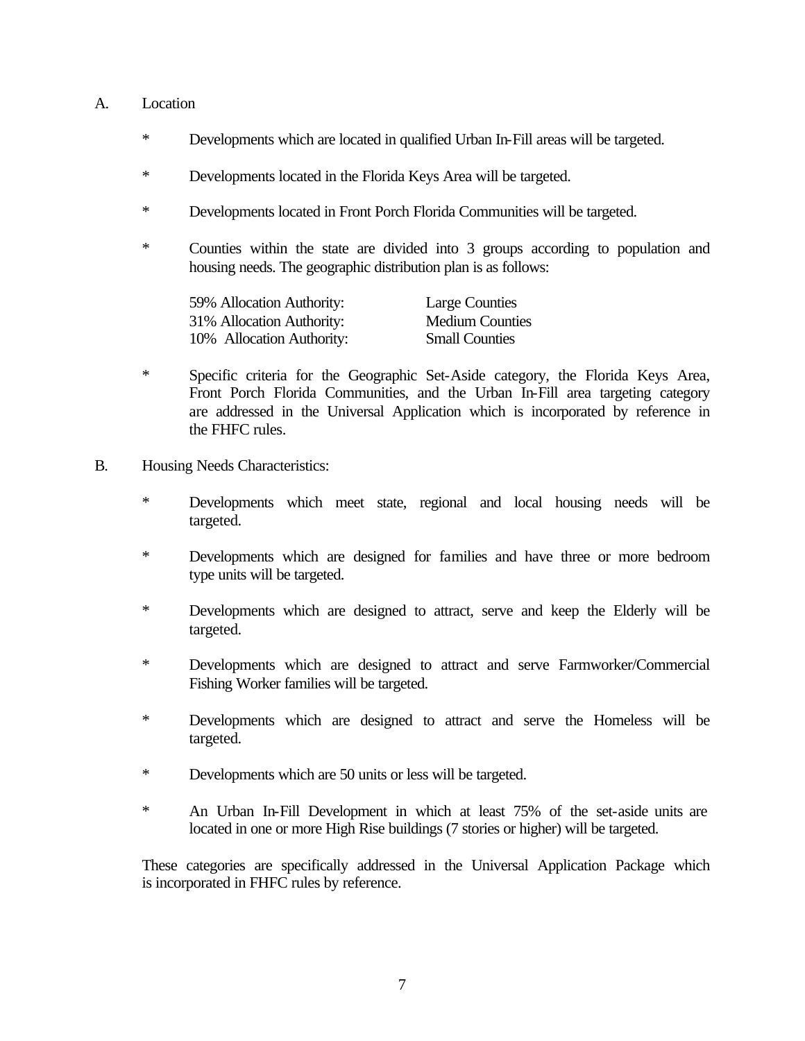A. Location

- Developments which are located in qualified Urban In-Fill areas will be targeted.

- Developments located in the Florida Keys Area will be targeted.

- Developments located in Front Porch Florida Communities will be targeted.

- Counties within the state are divided into 3 groups according to population and housing needs. The geographic distribution plan is as follows:

| | |
|---|---|
| 59% Allocation Authority: | Large Counties |
| 31% Allocation Authority: | Medium Counties |
| 10% Allocation Authority: | Small Counties |

- Specific criteria for the Geographic Set-Aside category, the Florida Keys Area, Front Porch Florida Communities, and the Urban In-Fill area targeting category are addressed in the Universal Application which is incorporated by reference in the FHFC rules.

B. Housing Needs Characteristics:

- Developments which meet state, regional and local housing needs will be targeted.

- Developments which are designed for families and have three or more bedroom type units will be targeted.

- Developments which are designed to attract, serve and keep the Elderly will be targeted.

- Developments which are designed to attract and serve Farmworker/Commercial Fishing Worker families will be targeted.

- Developments which are designed to attract and serve the Homeless will be targeted.

- Developments which are 50 units or less will be targeted.

- An Urban In-Fill Development in which at least 75% of the set-aside units are located in one or more High Rise buildings (7 stories or higher) will be targeted.

These categories are specifically addressed in the Universal Application Package which is incorporated in FHFC rules by reference.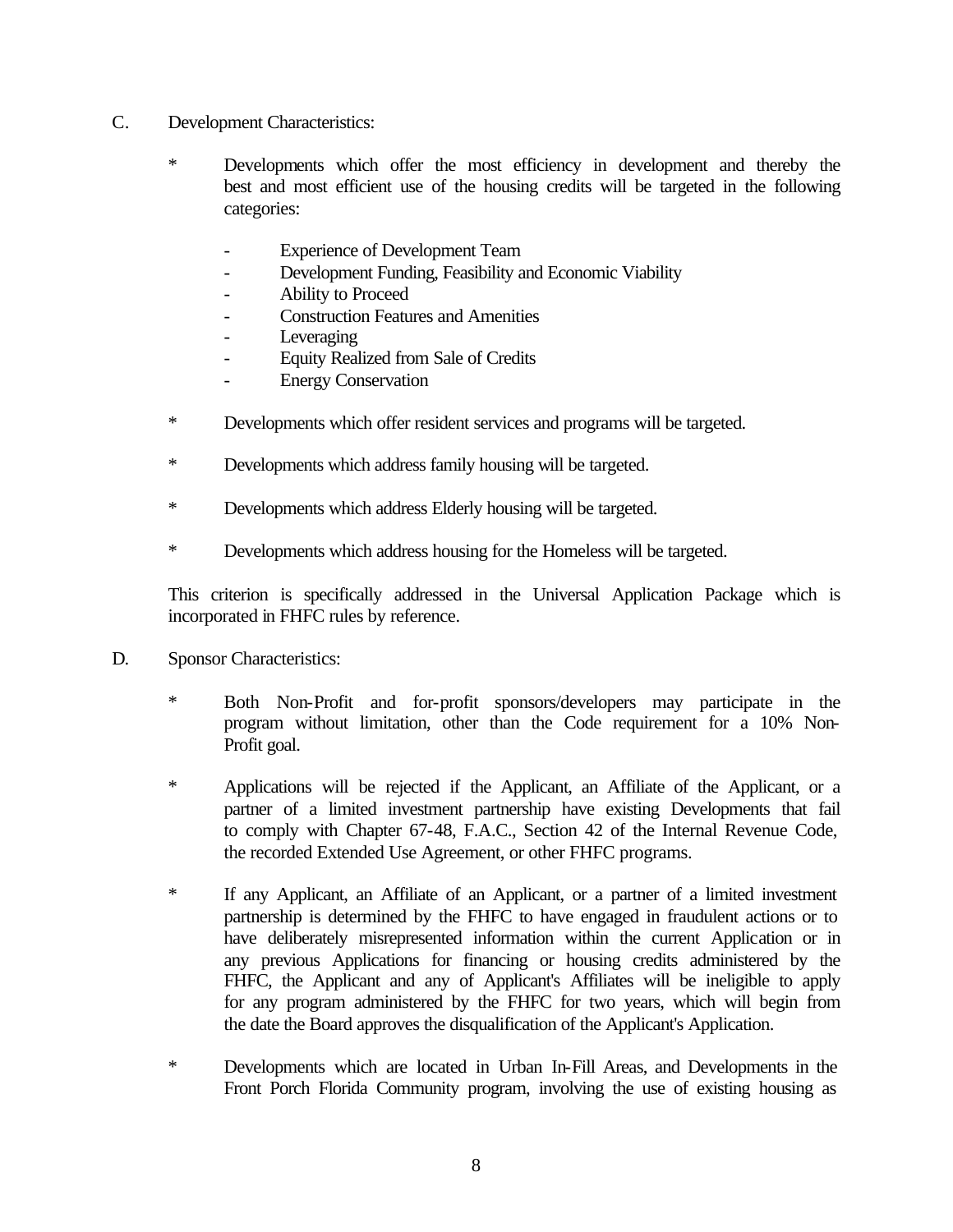C. Development Characteristics:

* Developments which offer the most efficiency in development and thereby the best and most efficient use of the housing credits will be targeted in the following categories:

  - Experience of Development Team
  - Development Funding, Feasibility and Economic Viability
  - Ability to Proceed
  - Construction Features and Amenities
  - Leveraging
  - Equity Realized from Sale of Credits
  - Energy Conservation

* Developments which offer resident services and programs will be targeted.

* Developments which address family housing will be targeted.

* Developments which address Elderly housing will be targeted.

* Developments which address housing for the Homeless will be targeted.

This criterion is specifically addressed in the Universal Application Package which is incorporated in FHFC rules by reference.

D. Sponsor Characteristics:

* Both Non-Profit and for-profit sponsors/developers may participate in the program without limitation, other than the Code requirement for a 10% Non-Profit goal.

* Applications will be rejected if the Applicant, an Affiliate of the Applicant, or a partner of a limited investment partnership have existing Developments that fail to comply with Chapter 67-48, F.A.C., Section 42 of the Internal Revenue Code, the recorded Extended Use Agreement, or other FHFC programs.

* If any Applicant, an Affiliate of an Applicant, or a partner of a limited investment partnership is determined by the FHFC to have engaged in fraudulent actions or to have deliberately misrepresented information within the current Application or in any previous Applications for financing or housing credits administered by the FHFC, the Applicant and any of Applicant's Affiliates will be ineligible to apply for any program administered by the FHFC for two years, which will begin from the date the Board approves the disqualification of the Applicant's Application.

* Developments which are located in Urban In-Fill Areas, and Developments in the Front Porch Florida Community program, involving the use of existing housing as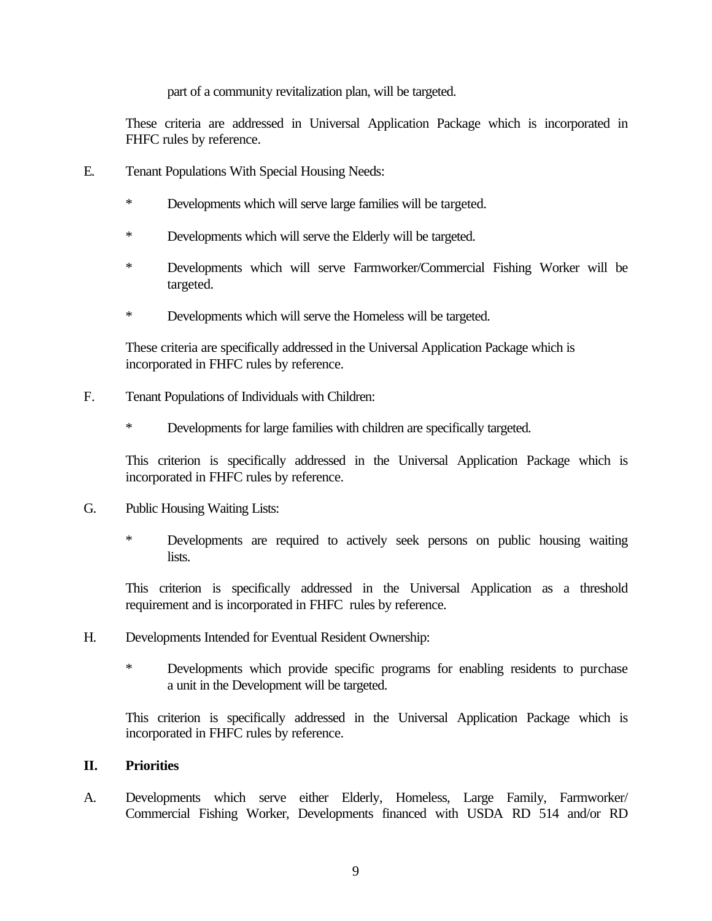part of a community revitalization plan, will be targeted.

These criteria are addressed in Universal Application Package which is incorporated in FHFC rules by reference.

E. Tenant Populations With Special Housing Needs:

- Developments which will serve large families will be targeted.
- Developments which will serve the Elderly will be targeted.
- Developments which will serve Farmworker/Commercial Fishing Worker will be targeted.
- Developments which will serve the Homeless will be targeted.

These criteria are specifically addressed in the Universal Application Package which is incorporated in FHFC rules by reference.

F. Tenant Populations of Individuals with Children:

- Developments for large families with children are specifically targeted.

This criterion is specifically addressed in the Universal Application Package which is incorporated in FHFC rules by reference.

G. Public Housing Waiting Lists:

- Developments are required to actively seek persons on public housing waiting lists.

This criterion is specifically addressed in the Universal Application as a threshold requirement and is incorporated in FHFC rules by reference.

H. Developments Intended for Eventual Resident Ownership:

- Developments which provide specific programs for enabling residents to purchase a unit in the Development will be targeted.

This criterion is specifically addressed in the Universal Application Package which is incorporated in FHFC rules by reference.

## II. Priorities

A. Developments which serve either Elderly, Homeless, Large Family, Farmworker/ Commercial Fishing Worker, Developments financed with USDA RD 514 and/or RD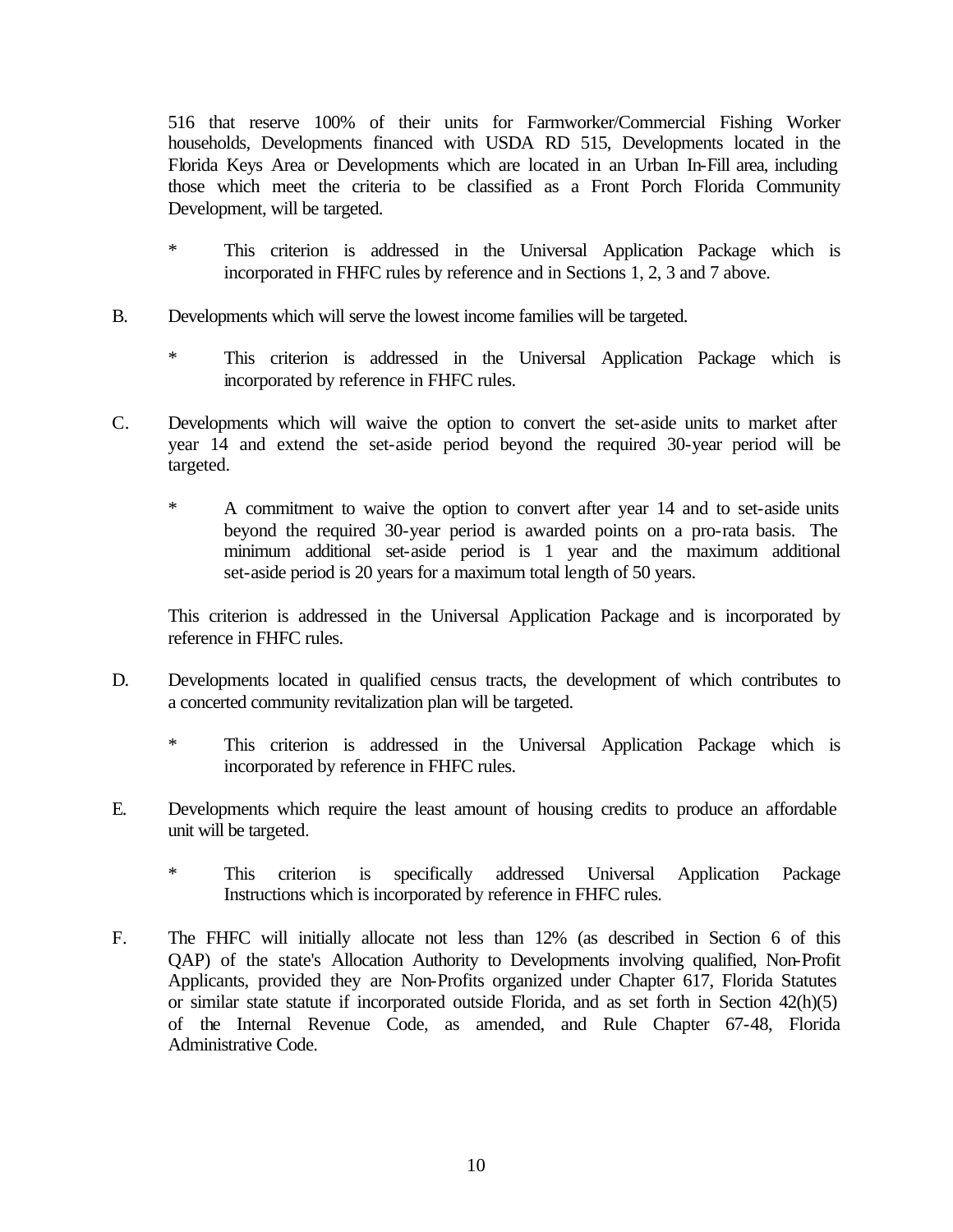516 that reserve 100% of their units for Farmworker/Commercial Fishing Worker households, Developments financed with USDA RD 515, Developments located in the Florida Keys Area or Developments which are located in an Urban In-Fill area, including those which meet the criteria to be classified as a Front Porch Florida Community Development, will be targeted.

- * This criterion is addressed in the Universal Application Package which is incorporated in FHFC rules by reference and in Sections 1, 2, 3 and 7 above.

B. Developments which will serve the lowest income families will be targeted.

- * This criterion is addressed in the Universal Application Package which is incorporated by reference in FHFC rules.

C. Developments which will waive the option to convert the set-aside units to market after year 14 and extend the set-aside period beyond the required 30-year period will be targeted.

- * A commitment to waive the option to convert after year 14 and to set-aside units beyond the required 30-year period is awarded points on a pro-rata basis. The minimum additional set-aside period is 1 year and the maximum additional set-aside period is 20 years for a maximum total length of 50 years.

This criterion is addressed in the Universal Application Package and is incorporated by reference in FHFC rules.

D. Developments located in qualified census tracts, the development of which contributes to a concerted community revitalization plan will be targeted.

- * This criterion is addressed in the Universal Application Package which is incorporated by reference in FHFC rules.

E. Developments which require the least amount of housing credits to produce an affordable unit will be targeted.

- * This criterion is specifically addressed Universal Application Package Instructions which is incorporated by reference in FHFC rules.

F. The FHFC will initially allocate not less than 12% (as described in Section 6 of this QAP) of the state's Allocation Authority to Developments involving qualified, Non-Profit Applicants, provided they are Non-Profits organized under Chapter 617, Florida Statutes or similar state statute if incorporated outside Florida, and as set forth in Section 42(h)(5) of the Internal Revenue Code, as amended, and Rule Chapter 67-48, Florida Administrative Code.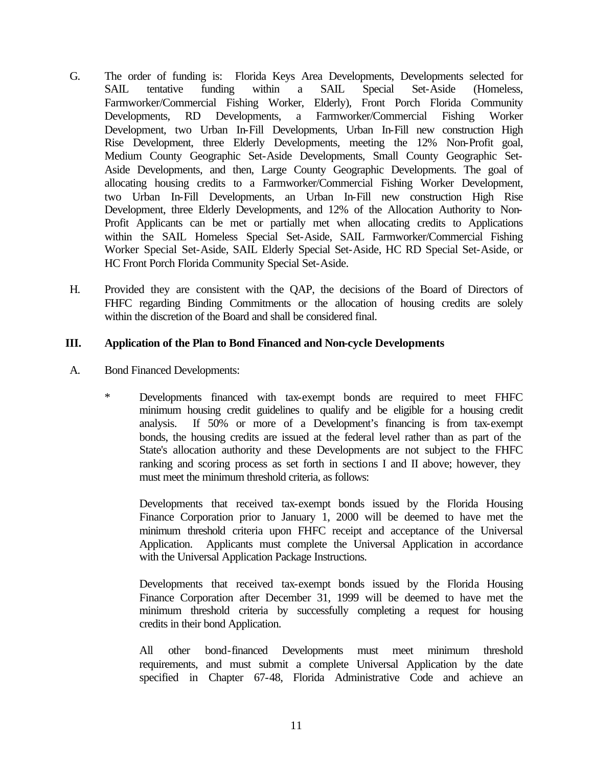G. The order of funding is: Florida Keys Area Developments, Developments selected for SAIL tentative funding within a SAIL Special Set-Aside (Homeless, Farmworker/Commercial Fishing Worker, Elderly), Front Porch Florida Community Developments, RD Developments, a Farmworker/Commercial Fishing Worker Development, two Urban In-Fill Developments, Urban In-Fill new construction High Rise Development, three Elderly Developments, meeting the 12% Non-Profit goal, Medium County Geographic Set-Aside Developments, Small County Geographic Set-Aside Developments, and then, Large County Geographic Developments. The goal of allocating housing credits to a Farmworker/Commercial Fishing Worker Development, two Urban In-Fill Developments, an Urban In-Fill new construction High Rise Development, three Elderly Developments, and 12% of the Allocation Authority to Non-Profit Applicants can be met or partially met when allocating credits to Applications within the SAIL Homeless Special Set-Aside, SAIL Farmworker/Commercial Fishing Worker Special Set-Aside, SAIL Elderly Special Set-Aside, HC RD Special Set-Aside, or HC Front Porch Florida Community Special Set-Aside.

H. Provided they are consistent with the QAP, the decisions of the Board of Directors of FHFC regarding Binding Commitments or the allocation of housing credits are solely within the discretion of the Board and shall be considered final.

## III. Application of the Plan to Bond Financed and Non-cycle Developments

A. Bond Financed Developments:

* Developments financed with tax-exempt bonds are required to meet FHFC minimum housing credit guidelines to qualify and be eligible for a housing credit analysis. If 50% or more of a Development's financing is from tax-exempt bonds, the housing credits are issued at the federal level rather than as part of the State's allocation authority and these Developments are not subject to the FHFC ranking and scoring process as set forth in sections I and II above; however, they must meet the minimum threshold criteria, as follows:

  Developments that received tax-exempt bonds issued by the Florida Housing Finance Corporation prior to January 1, 2000 will be deemed to have met the minimum threshold criteria upon FHFC receipt and acceptance of the Universal Application. Applicants must complete the Universal Application in accordance with the Universal Application Package Instructions.

  Developments that received tax-exempt bonds issued by the Florida Housing Finance Corporation after December 31, 1999 will be deemed to have met the minimum threshold criteria by successfully completing a request for housing credits in their bond Application.

  All other bond-financed Developments must meet minimum threshold requirements, and must submit a complete Universal Application by the date specified in Chapter 67-48, Florida Administrative Code and achieve an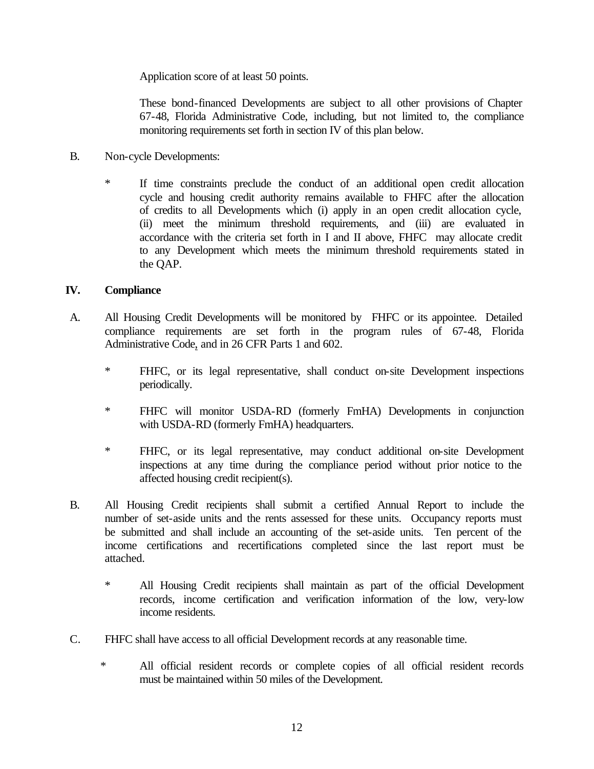Application score of at least 50 points.

These bond-financed Developments are subject to all other provisions of Chapter 67-48, Florida Administrative Code, including, but not limited to, the compliance monitoring requirements set forth in section IV of this plan below.

B. Non-cycle Developments:

* If time constraints preclude the conduct of an additional open credit allocation cycle and housing credit authority remains available to FHFC after the allocation of credits to all Developments which (i) apply in an open credit allocation cycle, (ii) meet the minimum threshold requirements, and (iii) are evaluated in accordance with the criteria set forth in I and II above, FHFC may allocate credit to any Development which meets the minimum threshold requirements stated in the QAP.

## IV. Compliance

A. All Housing Credit Developments will be monitored by FHFC or its appointee. Detailed compliance requirements are set forth in the program rules of 67-48, Florida Administrative Code, and in 26 CFR Parts 1 and 602.

* FHFC, or its legal representative, shall conduct on-site Development inspections periodically.

* FHFC will monitor USDA-RD (formerly FmHA) Developments in conjunction with USDA-RD (formerly FmHA) headquarters.

* FHFC, or its legal representative, may conduct additional on-site Development inspections at any time during the compliance period without prior notice to the affected housing credit recipient(s).

B. All Housing Credit recipients shall submit a certified Annual Report to include the number of set-aside units and the rents assessed for these units. Occupancy reports must be submitted and shall include an accounting of the set-aside units. Ten percent of the income certifications and recertifications completed since the last report must be attached.

* All Housing Credit recipients shall maintain as part of the official Development records, income certification and verification information of the low, very-low income residents.

C. FHFC shall have access to all official Development records at any reasonable time.

* All official resident records or complete copies of all official resident records must be maintained within 50 miles of the Development.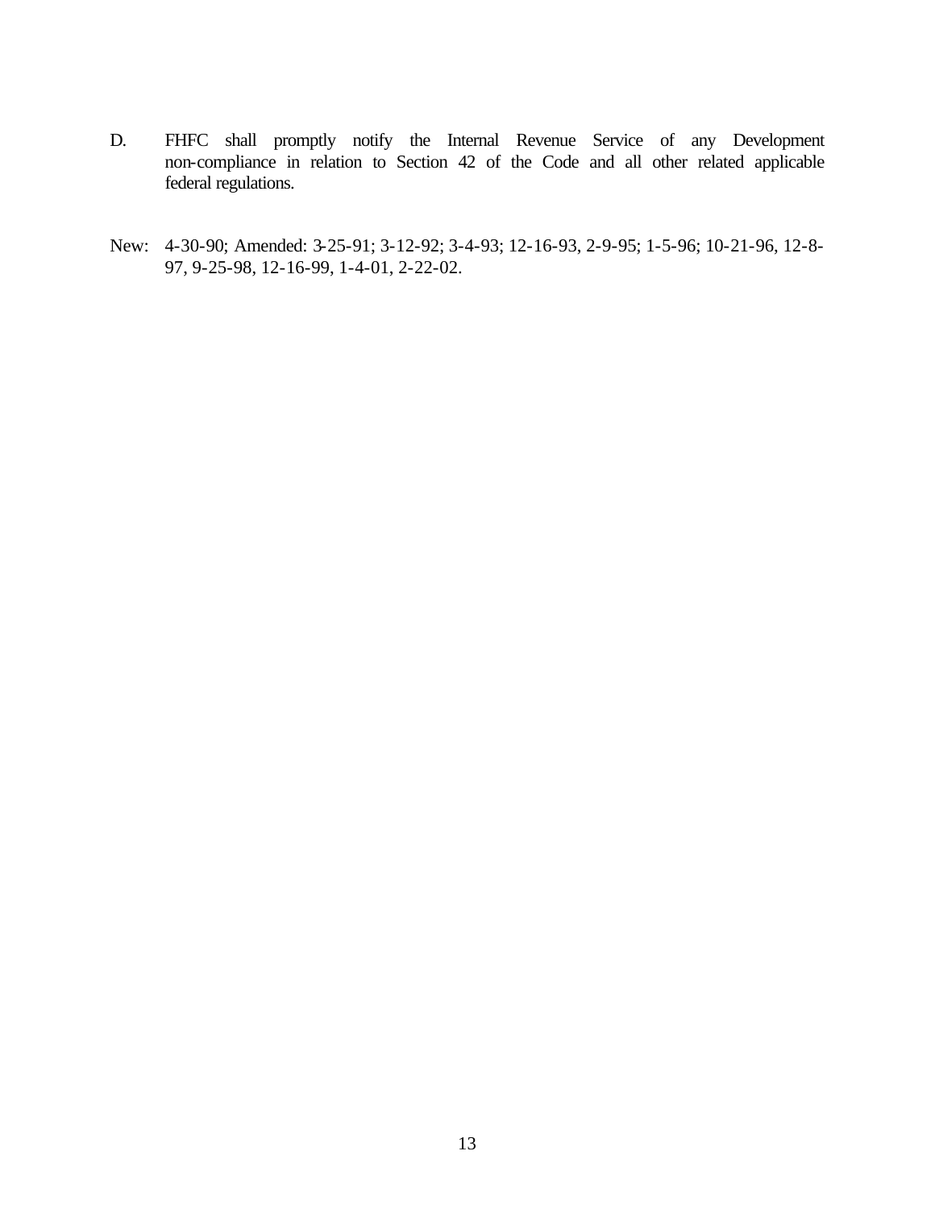D. FHFC shall promptly notify the Internal Revenue Service of any Development non-compliance in relation to Section 42 of the Code and all other related applicable federal regulations.

New: 4-30-90; Amended: 3-25-91; 3-12-92; 3-4-93; 12-16-93, 2-9-95; 1-5-96; 10-21-96, 12-8-97, 9-25-98, 12-16-99, 1-4-01, 2-22-02.